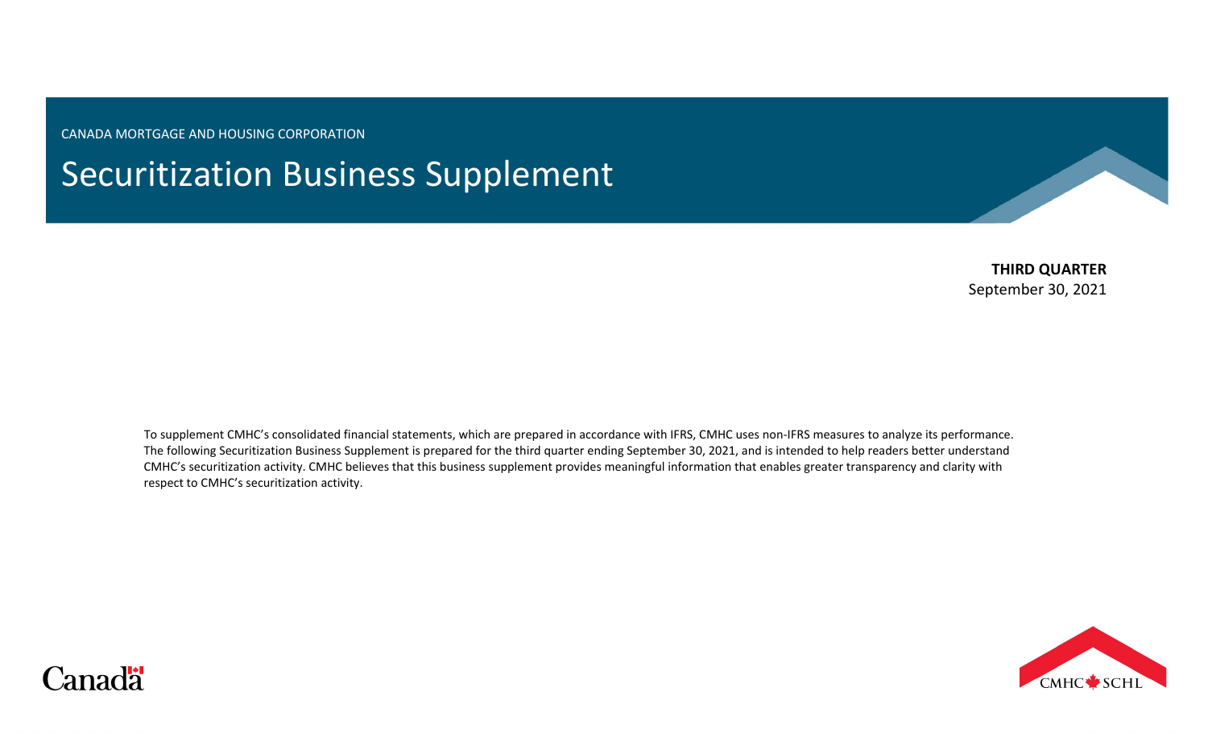CANADA MORTGAGE AND HOUSING CORPORATION

# Securitization Business Supplement

**THIRD QUARTER**
September 30, 2021

To supplement CMHC's consolidated financial statements, which are prepared in accordance with IFRS, CMHC uses non-IFRS measures to analyze its performance. The following Securitization Business Supplement is prepared for the third quarter ending September 30, 2021, and is intended to help readers better understand CMHC's securitization activity. CMHC believes that this business supplement provides meaningful information that enables greater transparency and clarity with respect to CMHC's securitization activity.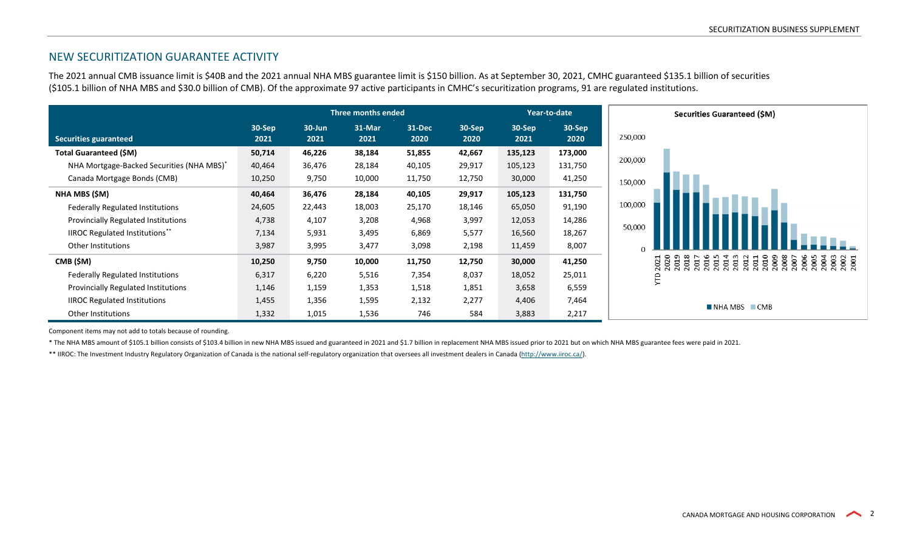## NEW SECURITIZATION GUARANTEE ACTIVITY

The 2021 annual CMB issuance limit is $40B and the 2021 annual NHA MBS guarantee limit is $150 billion. As at September 30, 2021, CMHC guaranteed $135.1 billion of securities ($105.1 billion of NHA MBS and $30.0 billion of CMB). Of the approximate 97 active participants in CMHC's securitization programs, 91 are regulated institutions.

| | Three months ended | | | | | Year-to-date | |
|---|---|---|---|---|---|---|---|
| **Securities guaranteed** | **30-Sep 2021** | **30-Jun 2021** | **31-Mar 2021** | **31-Dec 2020** | **30-Sep 2020** | **30-Sep 2021** | **30-Sep 2020** |
| **Total Guaranteed ($M)** | **50,714** | **46,226** | **38,184** | **51,855** | **42,667** | **135,123** | **173,000** |
| NHA Mortgage-Backed Securities (NHA MBS)* | 40,464 | 36,476 | 28,184 | 40,105 | 29,917 | 105,123 | 131,750 |
| Canada Mortgage Bonds (CMB) | 10,250 | 9,750 | 10,000 | 11,750 | 12,750 | 30,000 | 41,250 |
| **NHA MBS ($M)** | **40,464** | **36,476** | **28,184** | **40,105** | **29,917** | **105,123** | **131,750** |
| Federally Regulated Institutions | 24,605 | 22,443 | 18,003 | 25,170 | 18,146 | 65,050 | 91,190 |
| Provincially Regulated Institutions | 4,738 | 4,107 | 3,208 | 4,968 | 3,997 | 12,053 | 14,286 |
| IIROC Regulated Institutions** | 7,134 | 5,931 | 3,495 | 6,869 | 5,577 | 16,560 | 18,267 |
| Other Institutions | 3,987 | 3,995 | 3,477 | 3,098 | 2,198 | 11,459 | 8,007 |
| **CMB ($M)** | **10,250** | **9,750** | **10,000** | **11,750** | **12,750** | **30,000** | **41,250** |
| Federally Regulated Institutions | 6,317 | 6,220 | 5,516 | 7,354 | 8,037 | 18,052 | 25,011 |
| Provincially Regulated Institutions | 1,146 | 1,159 | 1,353 | 1,518 | 1,851 | 3,658 | 6,559 |
| IIROC Regulated Institutions | 1,455 | 1,356 | 1,595 | 2,132 | 2,277 | 4,406 | 7,464 |
| Other Institutions | 1,332 | 1,015 | 1,536 | 746 | 584 | 3,883 | 2,217 |

**Securities Guaranteed ($M)**

Component items may not add to totals because of rounding.

* The NHA MBS amount of $105.1 billion consists of $103.4 billion in new NHA MBS issued and guaranteed in 2021 and $1.7 billion in replacement NHA MBS issued prior to 2021 but on which NHA MBS guarantee fees were paid in 2021.

** IIROC: The Investment Industry Regulatory Organization of Canada is the national self-regulatory organization that oversees all investment dealers in Canada (http://www.iiroc.ca/).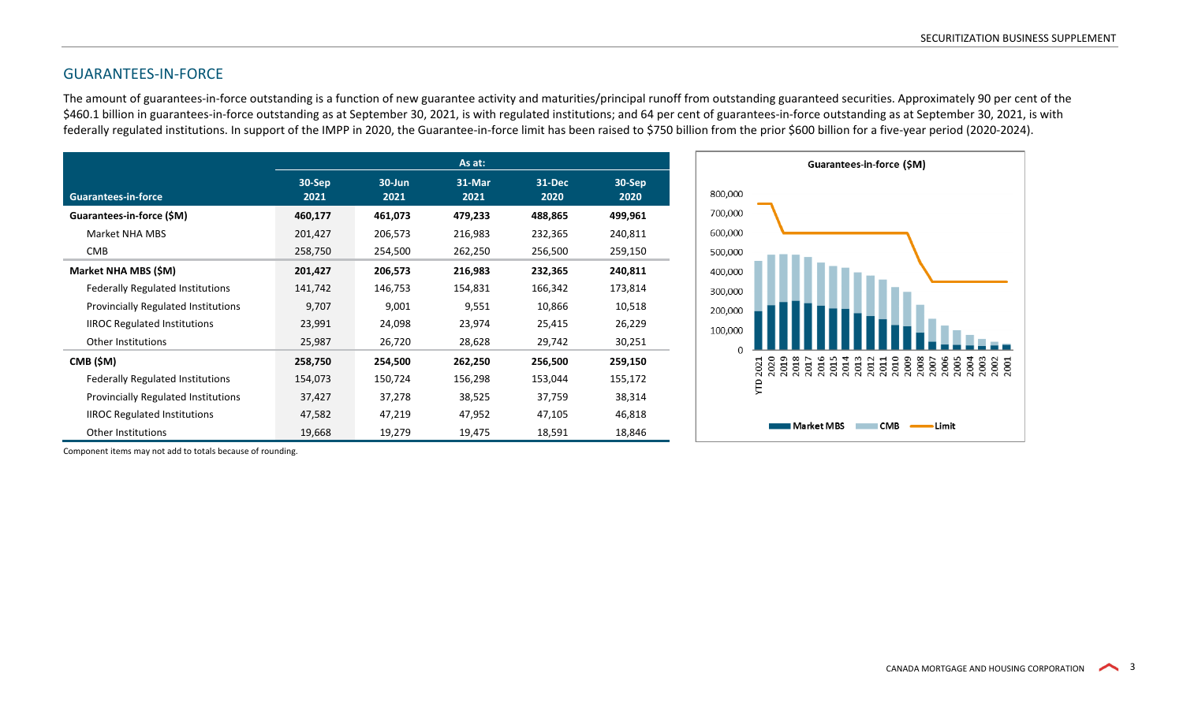## GUARANTEES-IN-FORCE

The amount of guarantees-in-force outstanding is a function of new guarantee activity and maturities/principal runoff from outstanding guaranteed securities. Approximately 90 per cent of the $460.1 billion in guarantees-in-force outstanding as at September 30, 2021, is with regulated institutions; and 64 per cent of guarantees-in-force outstanding as at September 30, 2021, is with federally regulated institutions. In support of the IMPP in 2020, the Guarantee-in-force limit has been raised to $750 billion from the prior $600 billion for a five-year period (2020-2024).

| | As at: | | | | |
|---|---|---|---|---|---|
| **Guarantees-in-force** | **30-Sep 2021** | **30-Jun 2021** | **31-Mar 2021** | **31-Dec 2020** | **30-Sep 2020** |
| **Guarantees-in-force ($M)** | **460,177** | **461,073** | **479,233** | **488,865** | **499,961** |
| Market NHA MBS | 201,427 | 206,573 | 216,983 | 232,365 | 240,811 |
| CMB | 258,750 | 254,500 | 262,250 | 256,500 | 259,150 |
| **Market NHA MBS ($M)** | **201,427** | **206,573** | **216,983** | **232,365** | **240,811** |
| Federally Regulated Institutions | 141,742 | 146,753 | 154,831 | 166,342 | 173,814 |
| Provincially Regulated Institutions | 9,707 | 9,001 | 9,551 | 10,866 | 10,518 |
| IIROC Regulated Institutions | 23,991 | 24,098 | 23,974 | 25,415 | 26,229 |
| Other Institutions | 25,987 | 26,720 | 28,628 | 29,742 | 30,251 |
| **CMB ($M)** | **258,750** | **254,500** | **262,250** | **256,500** | **259,150** |
| Federally Regulated Institutions | 154,073 | 150,724 | 156,298 | 153,044 | 155,172 |
| Provincially Regulated Institutions | 37,427 | 37,278 | 38,525 | 37,759 | 38,314 |
| IIROC Regulated Institutions | 47,582 | 47,219 | 47,952 | 47,105 | 46,818 |
| Other Institutions | 19,668 | 19,279 | 19,475 | 18,591 | 18,846 |

Component items may not add to totals because of rounding.

**Guarantees-in-force ($M)**

Legend: Market MBS, CMB, Limit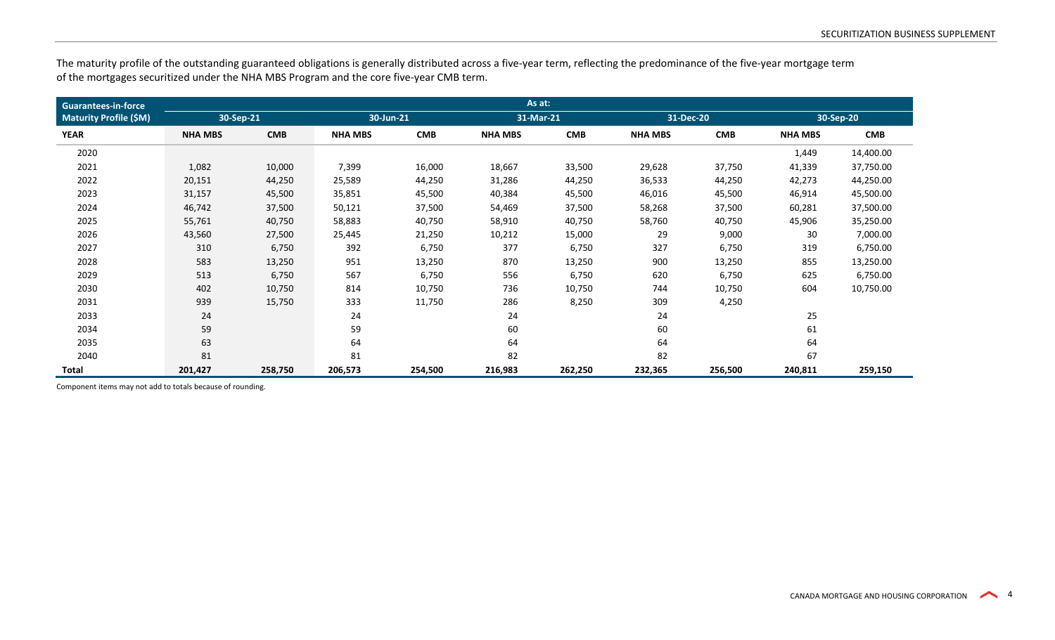The maturity profile of the outstanding guaranteed obligations is generally distributed across a five-year term, reflecting the predominance of the five-year mortgage term of the mortgages securitized under the NHA MBS Program and the core five-year CMB term.

| Guarantees-in-force Maturity Profile ($M) | As at: | | | | | | | | | |
|---|---|---|---|---|---|---|---|---|---|---|
| | 30-Sep-21 | | 30-Jun-21 | | 31-Mar-21 | | 31-Dec-20 | | 30-Sep-20 | |
| YEAR | NHA MBS | CMB | NHA MBS | CMB | NHA MBS | CMB | NHA MBS | CMB | NHA MBS | CMB |
| 2020 | | | | | | | | | 1,449 | 14,400.00 |
| 2021 | 1,082 | 10,000 | 7,399 | 16,000 | 18,667 | 33,500 | 29,628 | 37,750 | 41,339 | 37,750.00 |
| 2022 | 20,151 | 44,250 | 25,589 | 44,250 | 31,286 | 44,250 | 36,533 | 44,250 | 42,273 | 44,250.00 |
| 2023 | 31,157 | 45,500 | 35,851 | 45,500 | 40,384 | 45,500 | 46,016 | 45,500 | 46,914 | 45,500.00 |
| 2024 | 46,742 | 37,500 | 50,121 | 37,500 | 54,469 | 37,500 | 58,268 | 37,500 | 60,281 | 37,500.00 |
| 2025 | 55,761 | 40,750 | 58,883 | 40,750 | 58,910 | 40,750 | 58,760 | 40,750 | 45,906 | 35,250.00 |
| 2026 | 43,560 | 27,500 | 25,445 | 21,250 | 10,212 | 15,000 | 29 | 9,000 | 30 | 7,000.00 |
| 2027 | 310 | 6,750 | 392 | 6,750 | 377 | 6,750 | 327 | 6,750 | 319 | 6,750.00 |
| 2028 | 583 | 13,250 | 951 | 13,250 | 870 | 13,250 | 900 | 13,250 | 855 | 13,250.00 |
| 2029 | 513 | 6,750 | 567 | 6,750 | 556 | 6,750 | 620 | 6,750 | 625 | 6,750.00 |
| 2030 | 402 | 10,750 | 814 | 10,750 | 736 | 10,750 | 744 | 10,750 | 604 | 10,750.00 |
| 2031 | 939 | 15,750 | 333 | 11,750 | 286 | 8,250 | 309 | 4,250 | | |
| 2033 | 24 | | 24 | | 24 | | 24 | | 25 | |
| 2034 | 59 | | 59 | | 60 | | 60 | | 61 | |
| 2035 | 63 | | 64 | | 64 | | 64 | | 64 | |
| 2040 | 81 | | 81 | | 82 | | 82 | | 67 | |
| **Total** | **201,427** | **258,750** | **206,573** | **254,500** | **216,983** | **262,250** | **232,365** | **256,500** | **240,811** | **259,150** |

Component items may not add to totals because of rounding.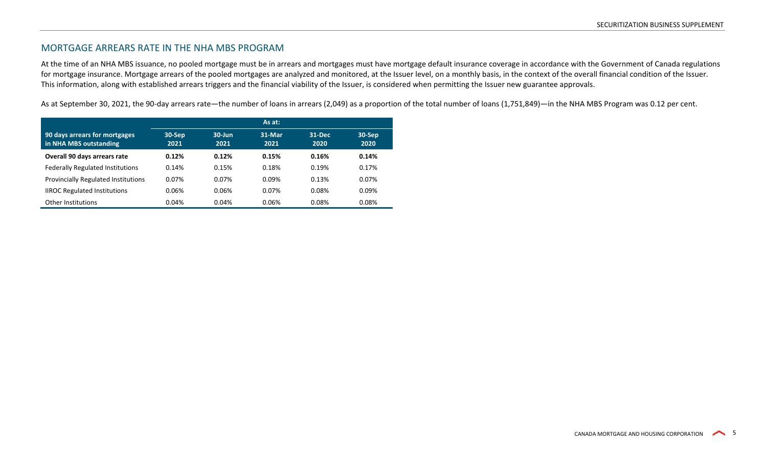## MORTGAGE ARREARS RATE IN THE NHA MBS PROGRAM

At the time of an NHA MBS issuance, no pooled mortgage must be in arrears and mortgages must have mortgage default insurance coverage in accordance with the Government of Canada regulations for mortgage insurance. Mortgage arrears of the pooled mortgages are analyzed and monitored, at the Issuer level, on a monthly basis, in the context of the overall financial condition of the Issuer. This information, along with established arrears triggers and the financial viability of the Issuer, is considered when permitting the Issuer new guarantee approvals.

As at September 30, 2021, the 90-day arrears rate—the number of loans in arrears (2,049) as a proportion of the total number of loans (1,751,849)—in the NHA MBS Program was 0.12 per cent.

| | As at: | | | | |
|---|---|---|---|---|---|
| **90 days arrears for mortgages in NHA MBS outstanding** | **30-Sep 2021** | **30-Jun 2021** | **31-Mar 2021** | **31-Dec 2020** | **30-Sep 2020** |
| **Overall 90 days arrears rate** | **0.12%** | **0.12%** | **0.15%** | **0.16%** | **0.14%** |
| Federally Regulated Institutions | 0.14% | 0.15% | 0.18% | 0.19% | 0.17% |
| Provincially Regulated Institutions | 0.07% | 0.07% | 0.09% | 0.13% | 0.07% |
| IIROC Regulated Institutions | 0.06% | 0.06% | 0.07% | 0.08% | 0.09% |
| Other Institutions | 0.04% | 0.04% | 0.06% | 0.08% | 0.08% |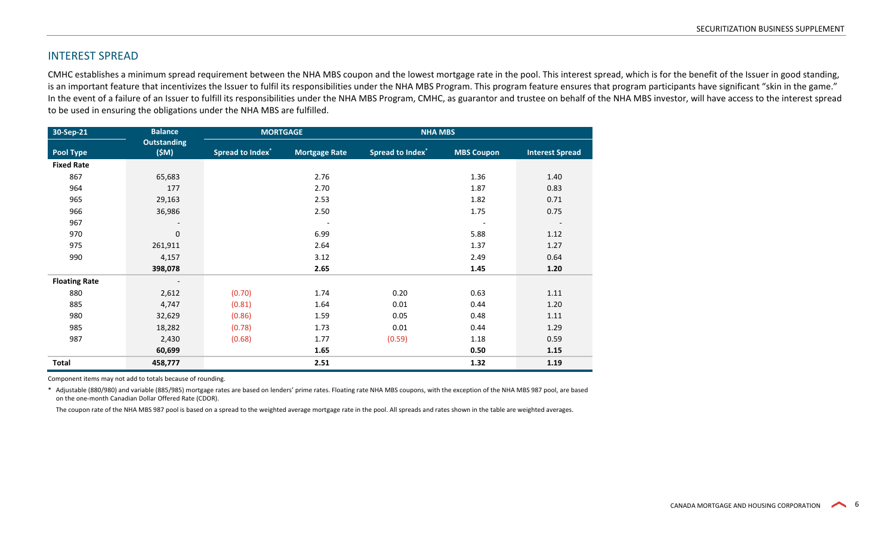## INTEREST SPREAD

CMHC establishes a minimum spread requirement between the NHA MBS coupon and the lowest mortgage rate in the pool. This interest spread, which is for the benefit of the Issuer in good standing, is an important feature that incentivizes the Issuer to fulfil its responsibilities under the NHA MBS Program. This program feature ensures that program participants have significant "skin in the game." In the event of a failure of an Issuer to fulfill its responsibilities under the NHA MBS Program, CMHC, as guarantor and trustee on behalf of the NHA MBS investor, will have access to the interest spread to be used in ensuring the obligations under the NHA MBS are fulfilled.

| 30-Sep-21 | Balance | MORTGAGE | | NHA MBS | | |
|---|---|---|---|---|---|---|
| **Pool Type** | **Outstanding ($M)** | **Spread to Index*** | **Mortgage Rate** | **Spread to Index*** | **MBS Coupon** | **Interest Spread** |
| **Fixed Rate** | | | | | | |
| 867 | 65,683 | | 2.76 | | 1.36 | 1.40 |
| 964 | 177 | | 2.70 | | 1.87 | 0.83 |
| 965 | 29,163 | | 2.53 | | 1.82 | 0.71 |
| 966 | 36,986 | | 2.50 | | 1.75 | 0.75 |
| 967 | - | | - | | - | - |
| 970 | 0 | | 6.99 | | 5.88 | 1.12 |
| 975 | 261,911 | | 2.64 | | 1.37 | 1.27 |
| 990 | 4,157 | | 3.12 | | 2.49 | 0.64 |
| | **398,078** | | **2.65** | | **1.45** | **1.20** |
| **Floating Rate** | - | | | | | |
| 880 | 2,612 | (0.70) | 1.74 | 0.20 | 0.63 | 1.11 |
| 885 | 4,747 | (0.81) | 1.64 | 0.01 | 0.44 | 1.20 |
| 980 | 32,629 | (0.86) | 1.59 | 0.05 | 0.48 | 1.11 |
| 985 | 18,282 | (0.78) | 1.73 | 0.01 | 0.44 | 1.29 |
| 987 | 2,430 | (0.68) | 1.77 | (0.59) | 1.18 | 0.59 |
| | **60,699** | | **1.65** | | **0.50** | **1.15** |
| **Total** | **458,777** | | **2.51** | | **1.32** | **1.19** |

Component items may not add to totals because of rounding.

\* Adjustable (880/980) and variable (885/985) mortgage rates are based on lenders' prime rates. Floating rate NHA MBS coupons, with the exception of the NHA MBS 987 pool, are based on the one-month Canadian Dollar Offered Rate (CDOR).

The coupon rate of the NHA MBS 987 pool is based on a spread to the weighted average mortgage rate in the pool. All spreads and rates shown in the table are weighted averages.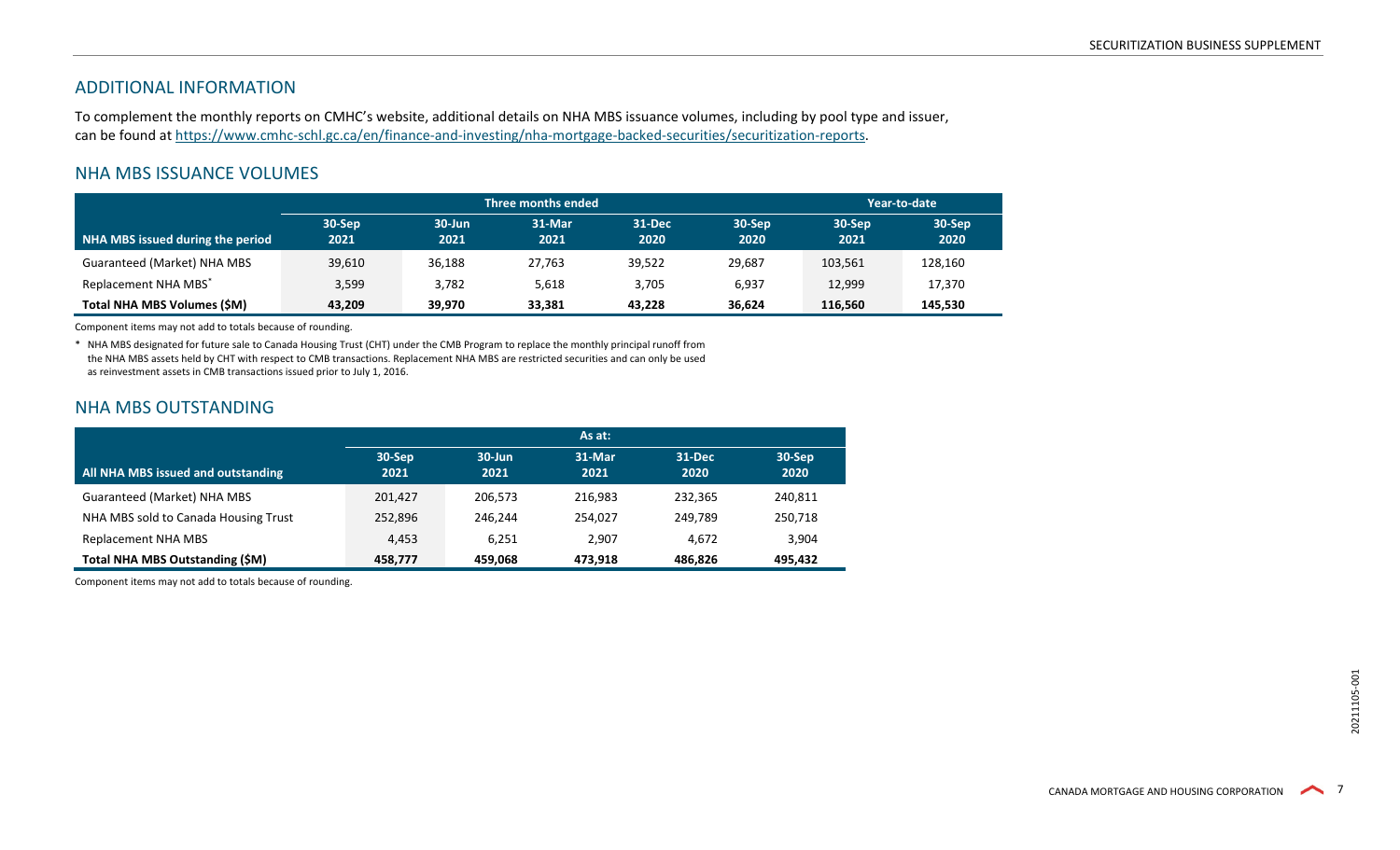## ADDITIONAL INFORMATION

To complement the monthly reports on CMHC's website, additional details on NHA MBS issuance volumes, including by pool type and issuer, can be found at https://www.cmhc-schl.gc.ca/en/finance-and-investing/nha-mortgage-backed-securities/securitization-reports.

## NHA MBS ISSUANCE VOLUMES

| | Three months ended | | | | | Year-to-date | |
|---|---|---|---|---|---|---|---|
| **NHA MBS issued during the period** | **30-Sep 2021** | **30-Jun 2021** | **31-Mar 2021** | **31-Dec 2020** | **30-Sep 2020** | **30-Sep 2021** | **30-Sep 2020** |
| Guaranteed (Market) NHA MBS | 39,610 | 36,188 | 27,763 | 39,522 | 29,687 | 103,561 | 128,160 |
| Replacement NHA MBS* | 3,599 | 3,782 | 5,618 | 3,705 | 6,937 | 12,999 | 17,370 |
| **Total NHA MBS Volumes ($M)** | **43,209** | **39,970** | **33,381** | **43,228** | **36,624** | **116,560** | **145,530** |

Component items may not add to totals because of rounding.

\* NHA MBS designated for future sale to Canada Housing Trust (CHT) under the CMB Program to replace the monthly principal runoff from the NHA MBS assets held by CHT with respect to CMB transactions. Replacement NHA MBS are restricted securities and can only be used as reinvestment assets in CMB transactions issued prior to July 1, 2016.

## NHA MBS OUTSTANDING

| | As at: | | | | |
|---|---|---|---|---|---|
| **All NHA MBS issued and outstanding** | **30-Sep 2021** | **30-Jun 2021** | **31-Mar 2021** | **31-Dec 2020** | **30-Sep 2020** |
| Guaranteed (Market) NHA MBS | 201,427 | 206,573 | 216,983 | 232,365 | 240,811 |
| NHA MBS sold to Canada Housing Trust | 252,896 | 246,244 | 254,027 | 249,789 | 250,718 |
| Replacement NHA MBS | 4,453 | 6,251 | 2,907 | 4,672 | 3,904 |
| **Total NHA MBS Outstanding ($M)** | **458,777** | **459,068** | **473,918** | **486,826** | **495,432** |

Component items may not add to totals because of rounding.